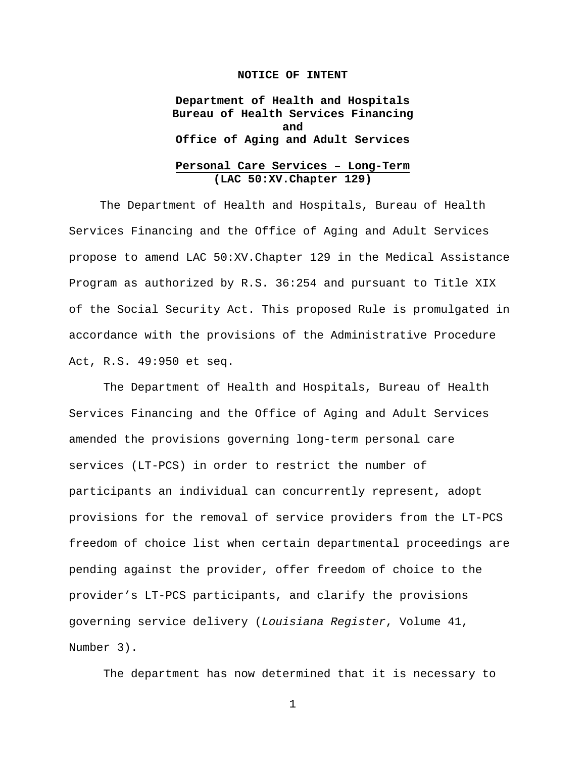**NOTICE OF INTENT**

**Department of Health and Hospitals**
**Bureau of Health Services Financing**
**and**
**Office of Aging and Adult Services**

**Personal Care Services – Long-Term**
**(LAC 50:XV.Chapter 129)**

The Department of Health and Hospitals, Bureau of Health Services Financing and the Office of Aging and Adult Services propose to amend LAC 50:XV.Chapter 129 in the Medical Assistance Program as authorized by R.S. 36:254 and pursuant to Title XIX of the Social Security Act. This proposed Rule is promulgated in accordance with the provisions of the Administrative Procedure Act, R.S. 49:950 et seq.

The Department of Health and Hospitals, Bureau of Health Services Financing and the Office of Aging and Adult Services amended the provisions governing long-term personal care services (LT-PCS) in order to restrict the number of participants an individual can concurrently represent, adopt provisions for the removal of service providers from the LT-PCS freedom of choice list when certain departmental proceedings are pending against the provider, offer freedom of choice to the provider's LT-PCS participants, and clarify the provisions governing service delivery (*Louisiana Register*, Volume 41, Number 3).

The department has now determined that it is necessary to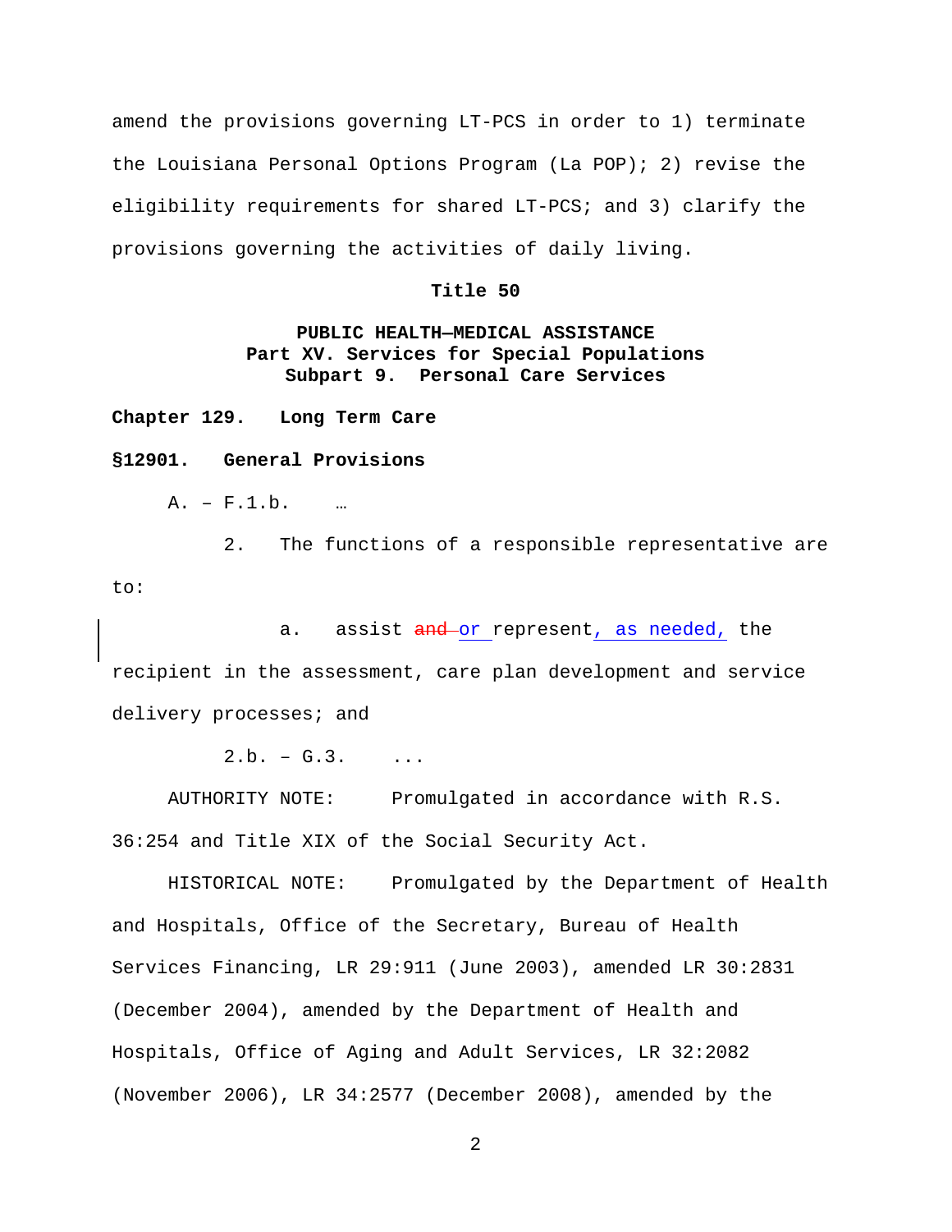amend the provisions governing LT-PCS in order to 1) terminate the Louisiana Personal Options Program (La POP); 2) revise the eligibility requirements for shared LT-PCS; and 3) clarify the provisions governing the activities of daily living.

**Title 50**

**PUBLIC HEALTH—MEDICAL ASSISTANCE**
**Part XV. Services for Special Populations**
**Subpart 9. Personal Care Services**

**Chapter 129. Long Term Care**

**§12901. General Provisions**

A. – F.1.b. …

2. The functions of a responsible representative are to:

a. assist ~~and~~ or represent, as needed, the recipient in the assessment, care plan development and service delivery processes; and

2.b. – G.3. ...

AUTHORITY NOTE: Promulgated in accordance with R.S. 36:254 and Title XIX of the Social Security Act.

HISTORICAL NOTE: Promulgated by the Department of Health and Hospitals, Office of the Secretary, Bureau of Health Services Financing, LR 29:911 (June 2003), amended LR 30:2831 (December 2004), amended by the Department of Health and Hospitals, Office of Aging and Adult Services, LR 32:2082 (November 2006), LR 34:2577 (December 2008), amended by the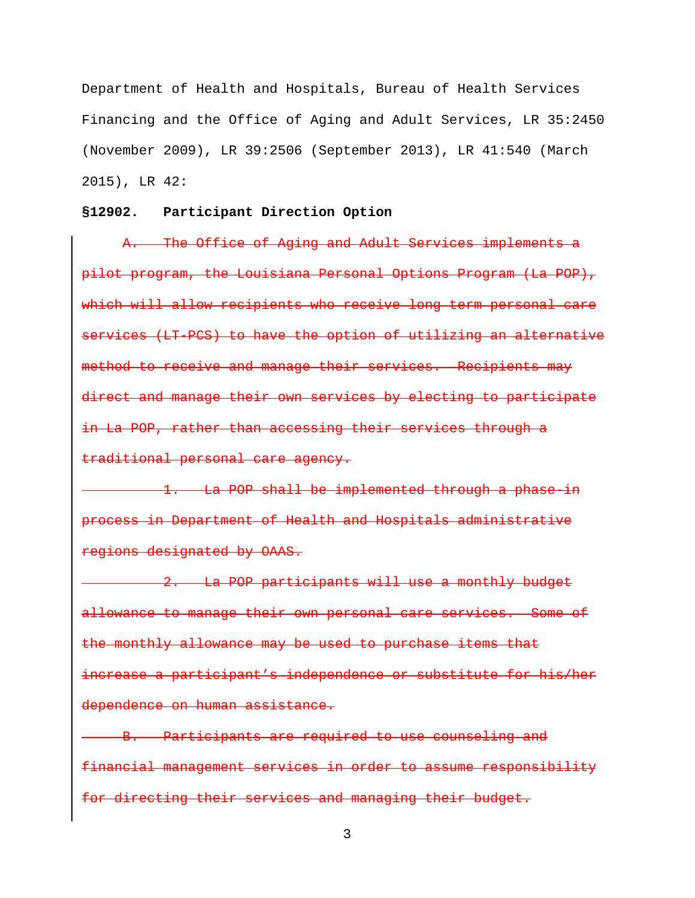Department of Health and Hospitals, Bureau of Health Services Financing and the Office of Aging and Adult Services, LR 35:2450 (November 2009), LR 39:2506 (September 2013), LR 41:540 (March 2015), LR 42:

**§12902. Participant Direction Option**

~~A. The Office of Aging and Adult Services implements a pilot program, the Louisiana Personal Options Program (La POP), which will allow recipients who receive long term personal care services (LT-PCS) to have the option of utilizing an alternative method to receive and manage their services. Recipients may direct and manage their own services by electing to participate in La POP, rather than accessing their services through a traditional personal care agency.~~

~~1. La POP shall be implemented through a phase-in process in Department of Health and Hospitals administrative regions designated by OAAS.~~

~~2. La POP participants will use a monthly budget allowance to manage their own personal care services. Some of the monthly allowance may be used to purchase items that increase a participant's independence or substitute for his/her dependence on human assistance.~~

~~B. Participants are required to use counseling and financial management services in order to assume responsibility for directing their services and managing their budget.~~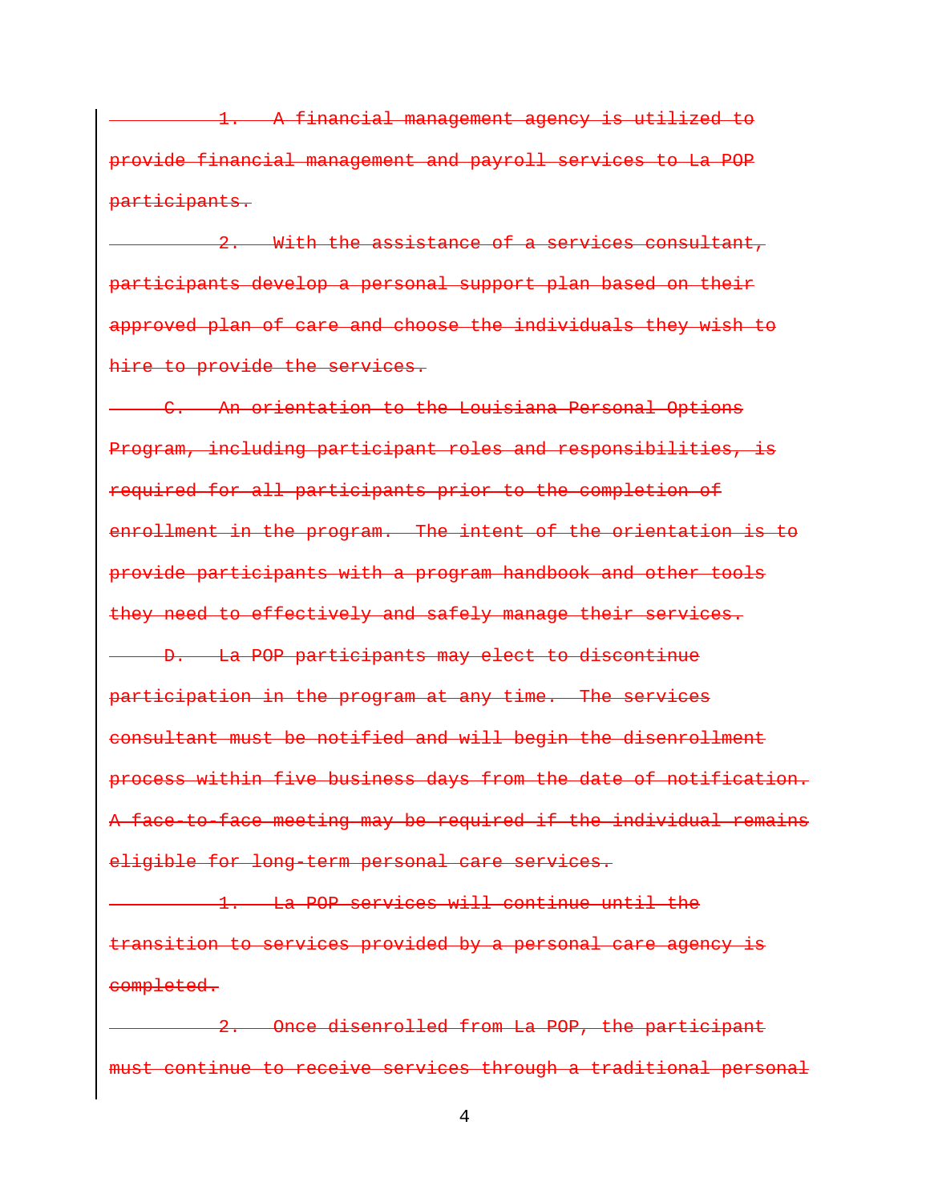~~1. A financial management agency is utilized to provide financial management and payroll services to La POP participants.~~

~~2. With the assistance of a services consultant, participants develop a personal support plan based on their approved plan of care and choose the individuals they wish to hire to provide the services.~~

~~C. An orientation to the Louisiana Personal Options Program, including participant roles and responsibilities, is required for all participants prior to the completion of enrollment in the program. The intent of the orientation is to provide participants with a program handbook and other tools they need to effectively and safely manage their services.~~

~~D. La POP participants may elect to discontinue participation in the program at any time. The services consultant must be notified and will begin the disenrollment process within five business days from the date of notification. A face-to-face meeting may be required if the individual remains eligible for long-term personal care services.~~

~~1. La POP services will continue until the transition to services provided by a personal care agency is completed.~~

~~2. Once disenrolled from La POP, the participant must continue to receive services through a traditional personal~~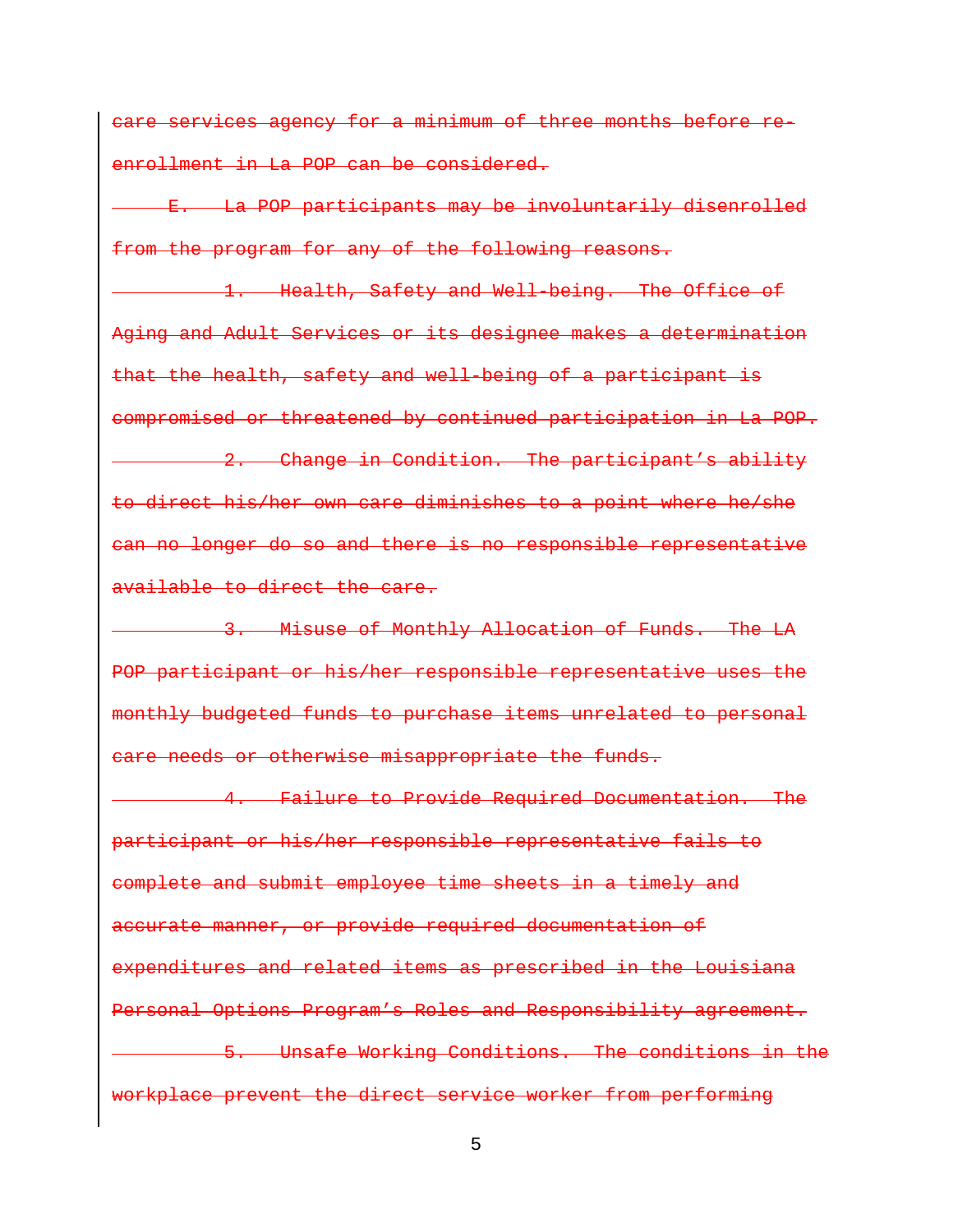~~care services agency for a minimum of three months before re-enrollment in La POP can be considered.~~

~~E. La POP participants may be involuntarily disenrolled from the program for any of the following reasons.~~

~~1. Health, Safety and Well-being. The Office of Aging and Adult Services or its designee makes a determination that the health, safety and well-being of a participant is compromised or threatened by continued participation in La POP.~~

~~2. Change in Condition. The participant's ability to direct his/her own care diminishes to a point where he/she can no longer do so and there is no responsible representative available to direct the care.~~

~~3. Misuse of Monthly Allocation of Funds. The LA POP participant or his/her responsible representative uses the monthly budgeted funds to purchase items unrelated to personal care needs or otherwise misappropriate the funds.~~

~~4. Failure to Provide Required Documentation. The participant or his/her responsible representative fails to complete and submit employee time sheets in a timely and accurate manner, or provide required documentation of expenditures and related items as prescribed in the Louisiana Personal Options Program's Roles and Responsibility agreement.~~

~~5. Unsafe Working Conditions. The conditions in the workplace prevent the direct service worker from performing~~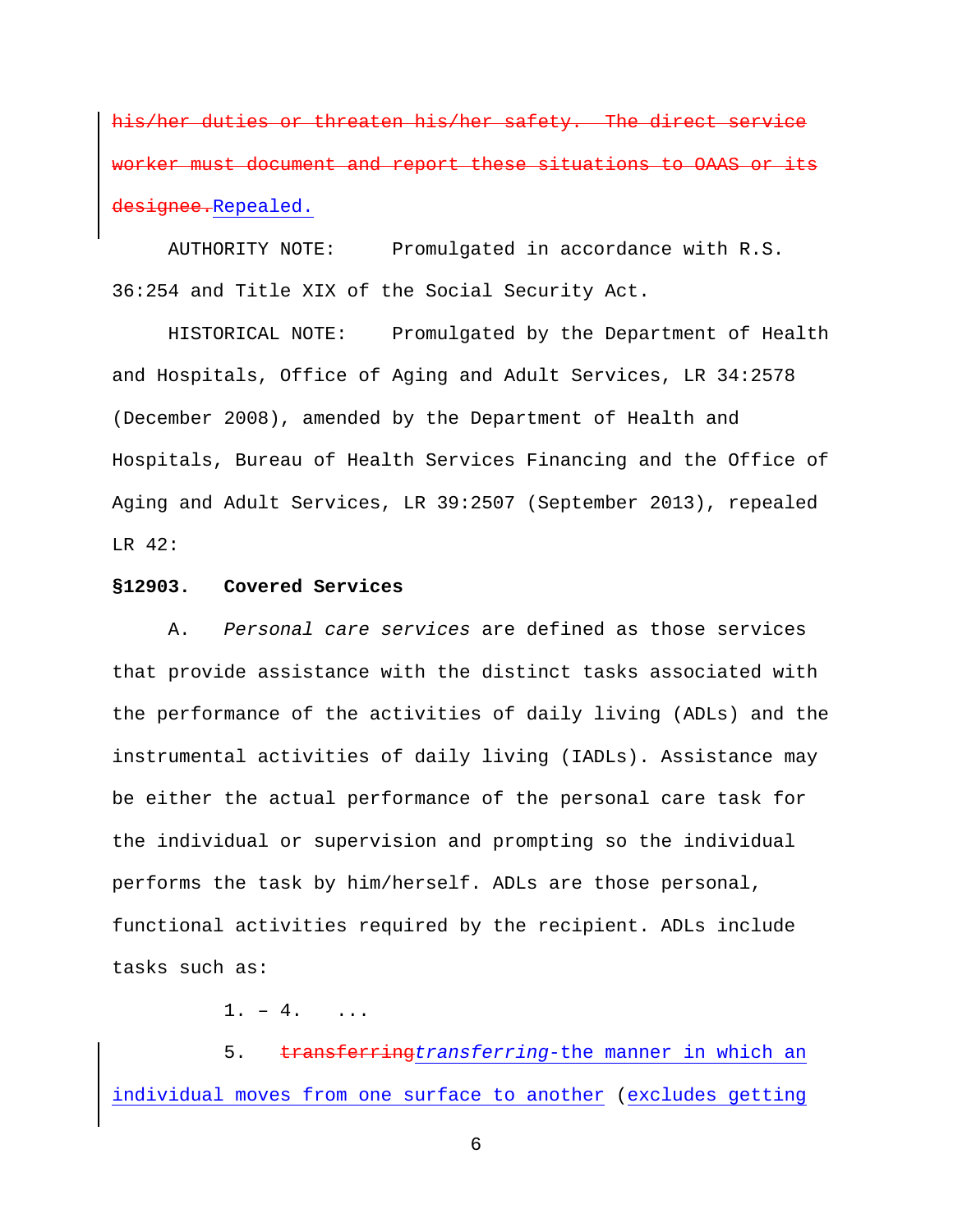~~his/her duties or threaten his/her safety. The direct service worker must document and report these situations to OAAS or its designee.~~Repealed.

AUTHORITY NOTE: Promulgated in accordance with R.S. 36:254 and Title XIX of the Social Security Act.

HISTORICAL NOTE: Promulgated by the Department of Health and Hospitals, Office of Aging and Adult Services, LR 34:2578 (December 2008), amended by the Department of Health and Hospitals, Bureau of Health Services Financing and the Office of Aging and Adult Services, LR 39:2507 (September 2013), repealed LR 42:

**§12903. Covered Services**

A. *Personal care services* are defined as those services that provide assistance with the distinct tasks associated with the performance of the activities of daily living (ADLs) and the instrumental activities of daily living (IADLs). Assistance may be either the actual performance of the personal care task for the individual or supervision and prompting so the individual performs the task by him/herself. ADLs are those personal, functional activities required by the recipient. ADLs include tasks such as:

1. – 4. ...

5. ~~transferring~~*transferring*-the manner in which an individual moves from one surface to another (excludes getting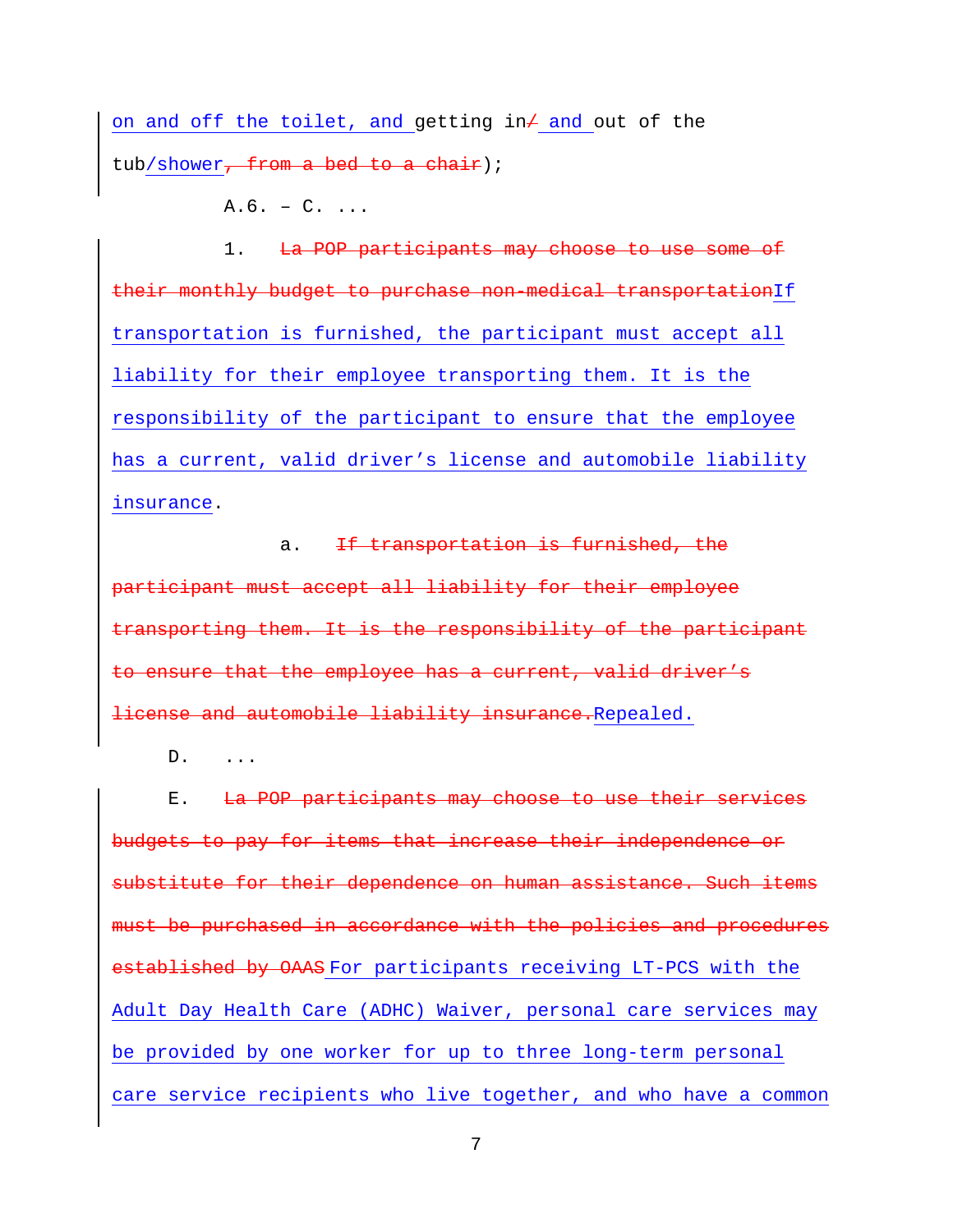on and off the toilet, and getting in/ and out of the tub/shower, from a bed to a chair);

A.6. – C. ...

1. ~~La POP participants may choose to use some of their monthly budget to purchase non-medical transportation~~If transportation is furnished, the participant must accept all liability for their employee transporting them. It is the responsibility of the participant to ensure that the employee has a current, valid driver's license and automobile liability insurance.

a. ~~If transportation is furnished, the participant must accept all liability for their employee transporting them. It is the responsibility of the participant to ensure that the employee has a current, valid driver's license and automobile liability insurance.~~Repealed.

D. ...

E. ~~La POP participants may choose to use their services budgets to pay for items that increase their independence or substitute for their dependence on human assistance. Such items must be purchased in accordance with the policies and procedures established by OAAS~~ For participants receiving LT-PCS with the Adult Day Health Care (ADHC) Waiver, personal care services may be provided by one worker for up to three long-term personal care service recipients who live together, and who have a common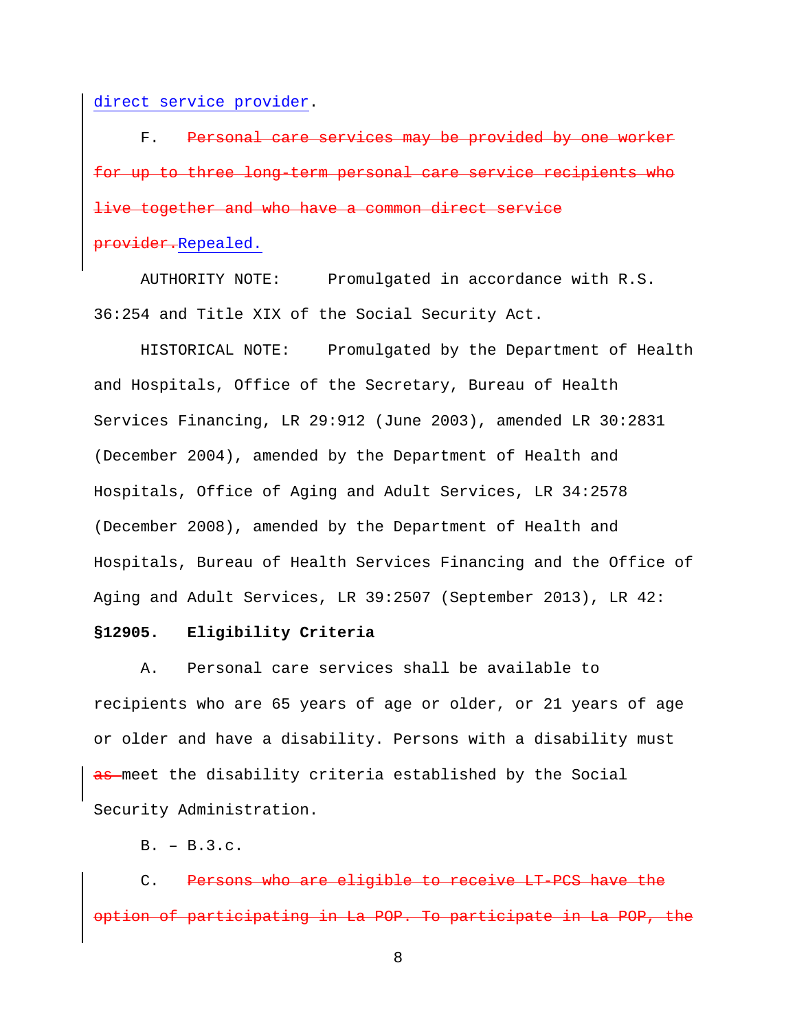direct service provider.

F. ~~Personal care services may be provided by one worker for up to three long-term personal care service recipients who live together and who have a common direct service provider.~~ Repealed.

AUTHORITY NOTE: Promulgated in accordance with R.S. 36:254 and Title XIX of the Social Security Act.

HISTORICAL NOTE: Promulgated by the Department of Health and Hospitals, Office of the Secretary, Bureau of Health Services Financing, LR 29:912 (June 2003), amended LR 30:2831 (December 2004), amended by the Department of Health and Hospitals, Office of Aging and Adult Services, LR 34:2578 (December 2008), amended by the Department of Health and Hospitals, Bureau of Health Services Financing and the Office of Aging and Adult Services, LR 39:2507 (September 2013), LR 42:

**§12905. Eligibility Criteria**

A. Personal care services shall be available to recipients who are 65 years of age or older, or 21 years of age or older and have a disability. Persons with a disability must ~~as~~ meet the disability criteria established by the Social Security Administration.

B. – B.3.c.

C. ~~Persons who are eligible to receive LT-PCS have the option of participating in La POP. To participate in La POP, the~~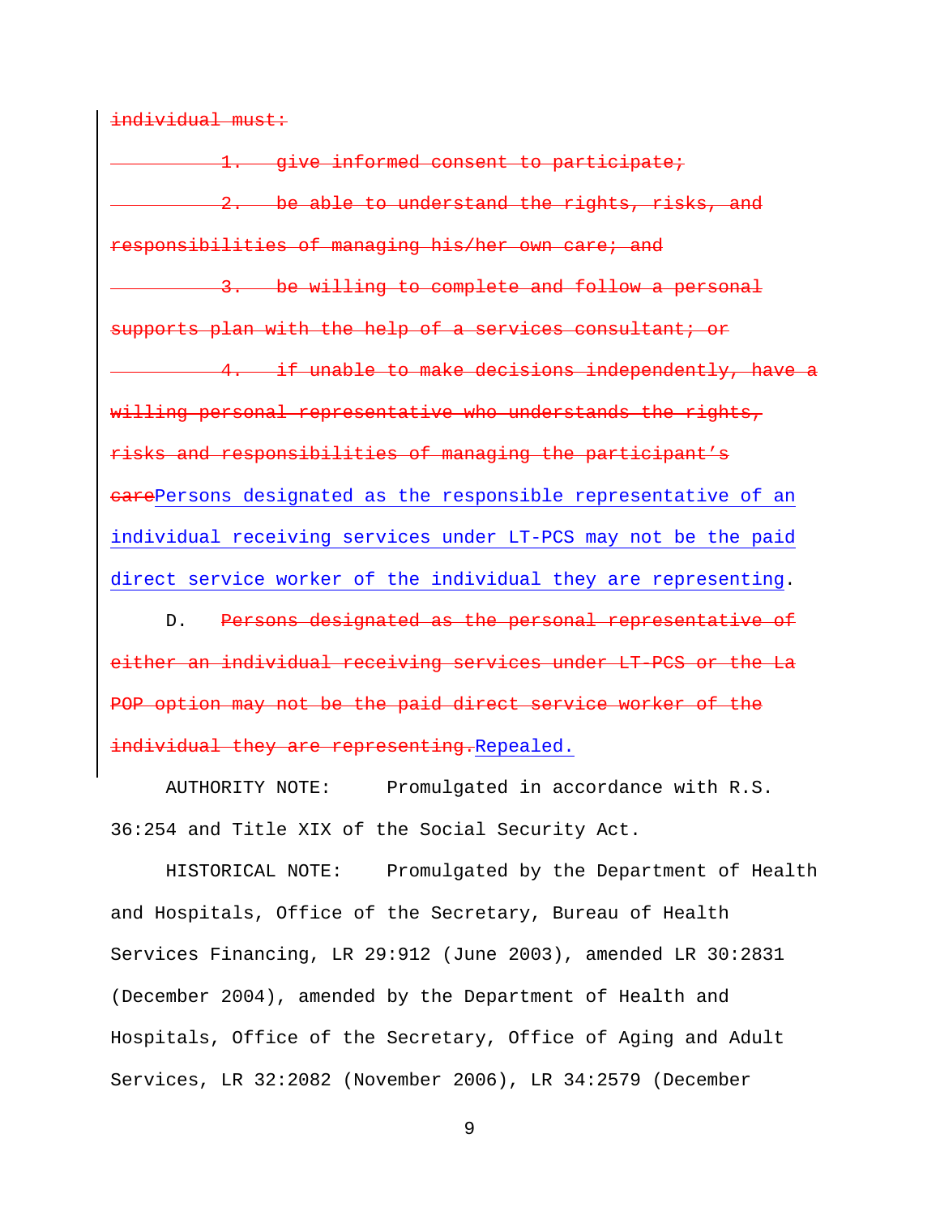~~individual must:~~

~~1. give informed consent to participate;~~

~~2. be able to understand the rights, risks, and responsibilities of managing his/her own care; and~~

~~3. be willing to complete and follow a personal supports plan with the help of a services consultant; or~~

~~4. if unable to make decisions independently, have a willing personal representative who understands the rights, risks and responsibilities of managing the participant's care~~<u>Persons designated as the responsible representative of an individual receiving services under LT-PCS may not be the paid direct service worker of the individual they are representing</u>.

D. ~~Persons designated as the personal representative of either an individual receiving services under LT-PCS or the La POP option may not be the paid direct service worker of the individual they are representing.~~<u>Repealed.</u>

AUTHORITY NOTE: Promulgated in accordance with R.S. 36:254 and Title XIX of the Social Security Act.

HISTORICAL NOTE: Promulgated by the Department of Health and Hospitals, Office of the Secretary, Bureau of Health Services Financing, LR 29:912 (June 2003), amended LR 30:2831 (December 2004), amended by the Department of Health and Hospitals, Office of the Secretary, Office of Aging and Adult Services, LR 32:2082 (November 2006), LR 34:2579 (December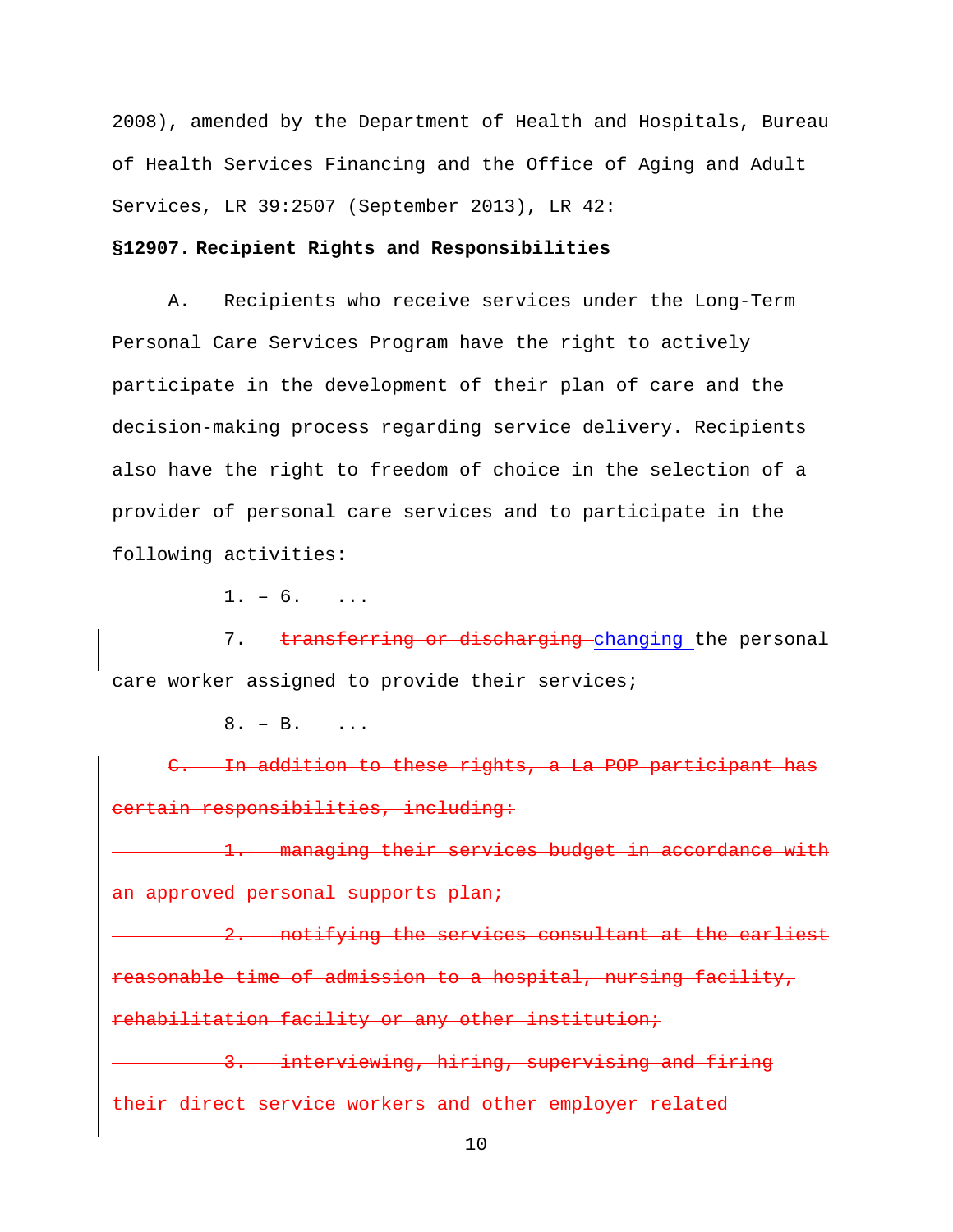2008), amended by the Department of Health and Hospitals, Bureau of Health Services Financing and the Office of Aging and Adult Services, LR 39:2507 (September 2013), LR 42:

**§12907. Recipient Rights and Responsibilities**

A. Recipients who receive services under the Long-Term Personal Care Services Program have the right to actively participate in the development of their plan of care and the decision-making process regarding service delivery. Recipients also have the right to freedom of choice in the selection of a provider of personal care services and to participate in the following activities:

1. – 6. ...

7. ~~transferring or discharging~~ changing the personal care worker assigned to provide their services;

8. – B. ...

~~C. In addition to these rights, a La POP participant has certain responsibilities, including:~~

~~1. managing their services budget in accordance with an approved personal supports plan;~~

~~2. notifying the services consultant at the earliest reasonable time of admission to a hospital, nursing facility, rehabilitation facility or any other institution;~~

~~3. interviewing, hiring, supervising and firing their direct service workers and other employer related~~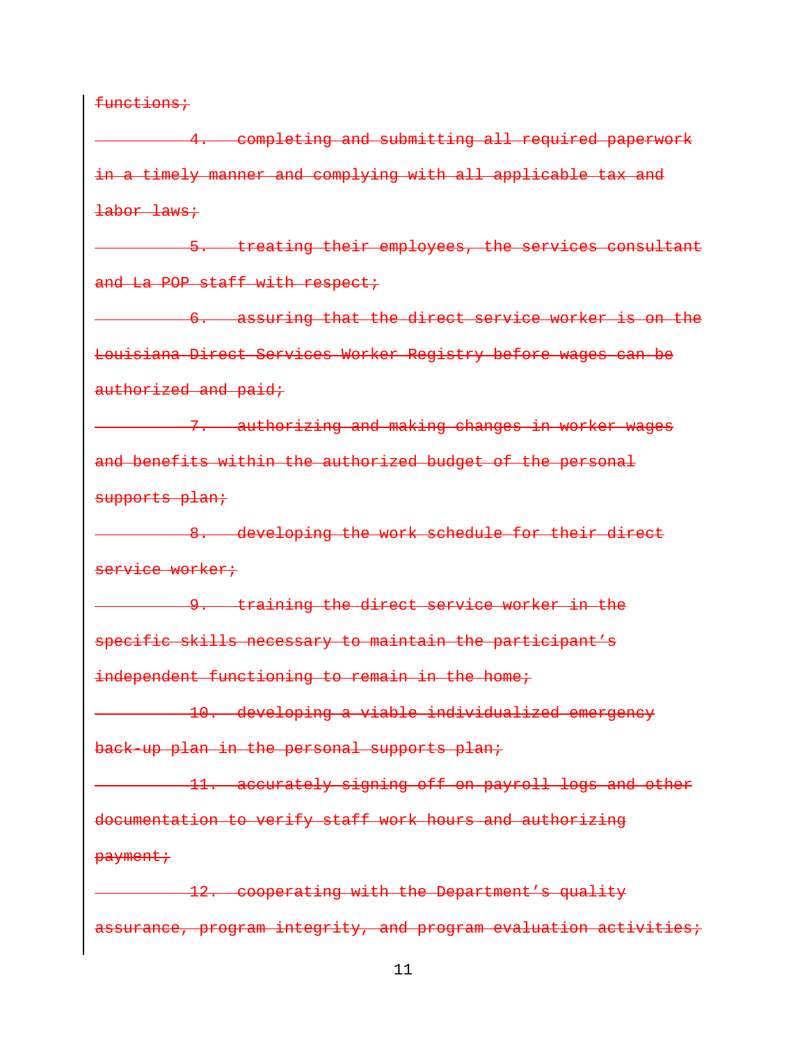~~functions;~~

~~4. completing and submitting all required paperwork in a timely manner and complying with all applicable tax and labor laws;~~

~~5. treating their employees, the services consultant and La POP staff with respect;~~

~~6. assuring that the direct service worker is on the Louisiana Direct Services Worker Registry before wages can be authorized and paid;~~

~~7. authorizing and making changes in worker wages and benefits within the authorized budget of the personal supports plan;~~

~~8. developing the work schedule for their direct service worker;~~

~~9. training the direct service worker in the specific skills necessary to maintain the participant's independent functioning to remain in the home;~~

~~10. developing a viable individualized emergency back-up plan in the personal supports plan;~~

~~11. accurately signing off on payroll logs and other documentation to verify staff work hours and authorizing payment;~~

~~12. cooperating with the Department's quality assurance, program integrity, and program evaluation activities;~~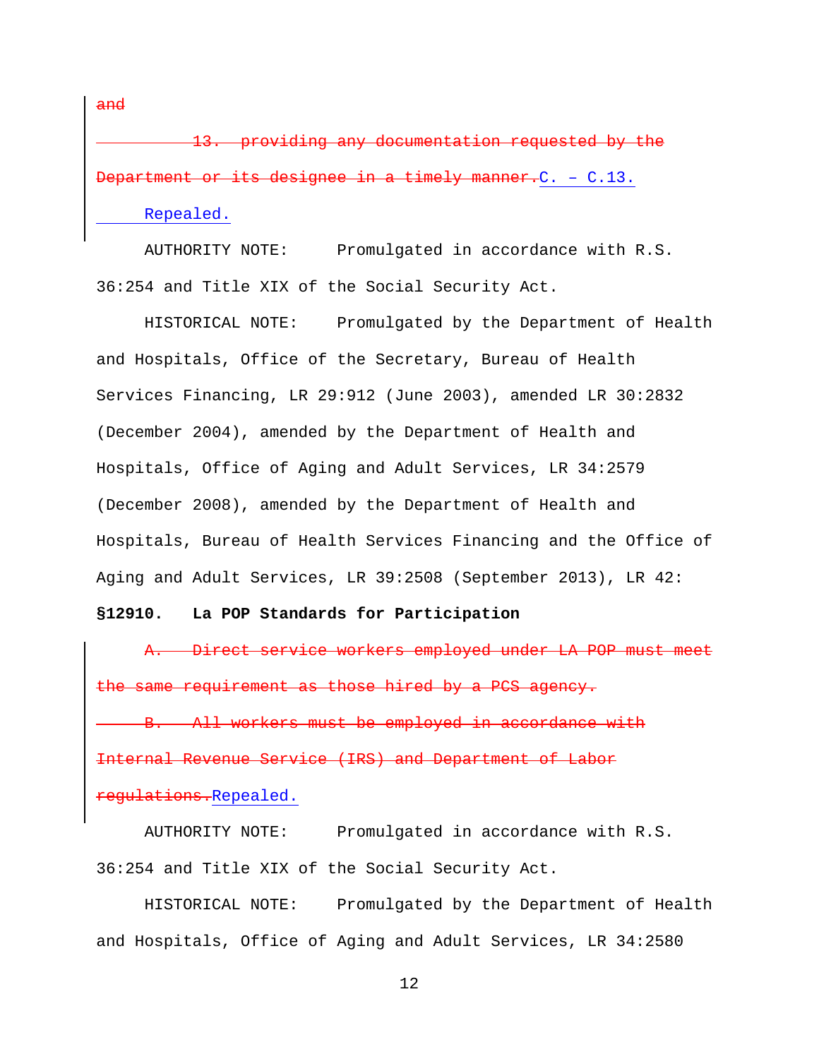~~and~~

~~13. providing any documentation requested by the Department or its designee in a timely manner.~~C. – C.13. Repealed.

AUTHORITY NOTE: Promulgated in accordance with R.S. 36:254 and Title XIX of the Social Security Act.

HISTORICAL NOTE: Promulgated by the Department of Health and Hospitals, Office of the Secretary, Bureau of Health Services Financing, LR 29:912 (June 2003), amended LR 30:2832 (December 2004), amended by the Department of Health and Hospitals, Office of Aging and Adult Services, LR 34:2579 (December 2008), amended by the Department of Health and Hospitals, Bureau of Health Services Financing and the Office of Aging and Adult Services, LR 39:2508 (September 2013), LR 42:

**§12910. La POP Standards for Participation**

~~A. Direct service workers employed under LA POP must meet the same requirement as those hired by a PCS agency.~~

~~B. All workers must be employed in accordance with Internal Revenue Service (IRS) and Department of Labor regulations.~~Repealed.

AUTHORITY NOTE: Promulgated in accordance with R.S. 36:254 and Title XIX of the Social Security Act.

HISTORICAL NOTE: Promulgated by the Department of Health and Hospitals, Office of Aging and Adult Services, LR 34:2580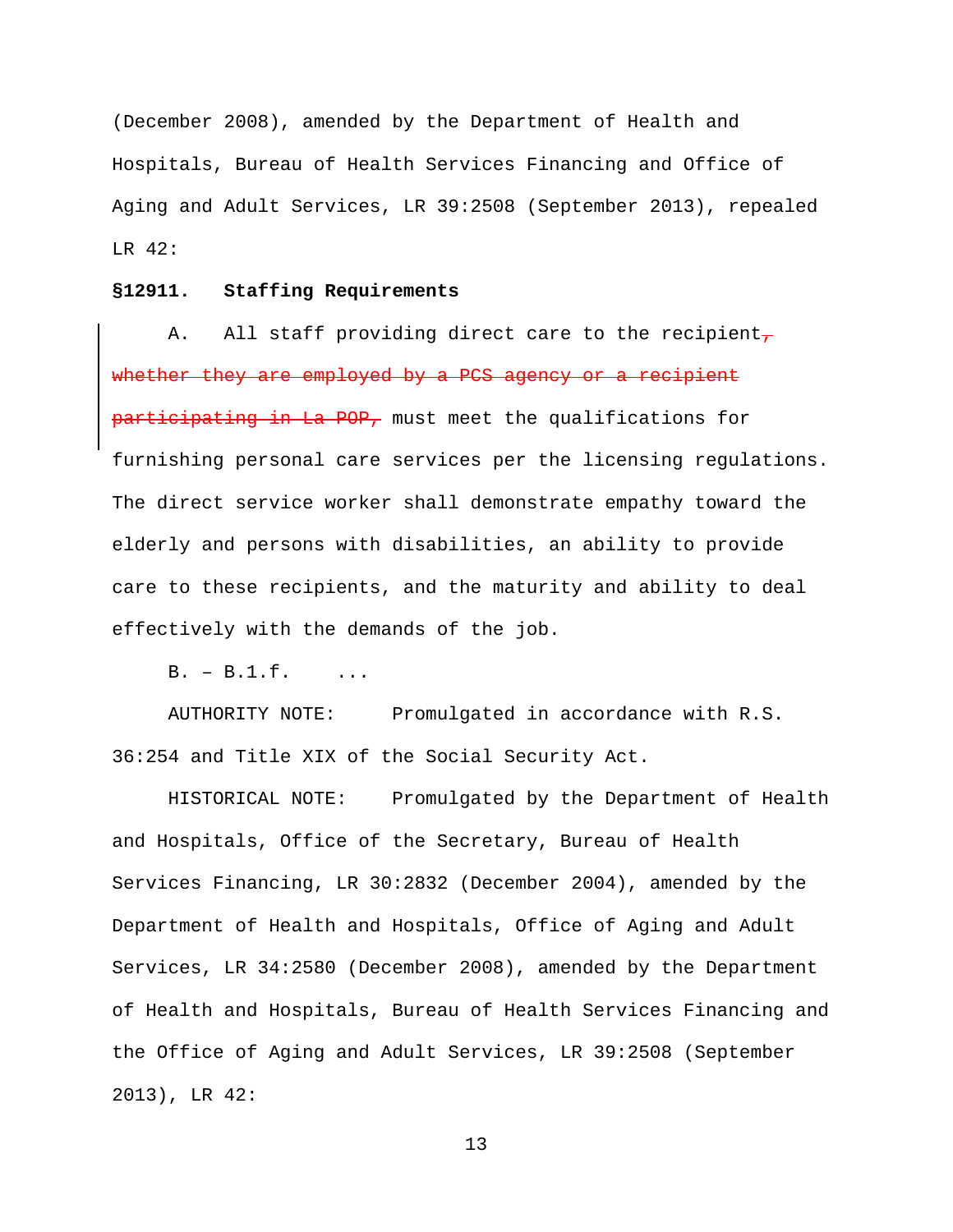(December 2008), amended by the Department of Health and Hospitals, Bureau of Health Services Financing and Office of Aging and Adult Services, LR 39:2508 (September 2013), repealed LR 42:

**§12911. Staffing Requirements**

A. All staff providing direct care to the recipient~~, whether they are employed by a PCS agency or a recipient participating in La POP,~~ must meet the qualifications for furnishing personal care services per the licensing regulations. The direct service worker shall demonstrate empathy toward the elderly and persons with disabilities, an ability to provide care to these recipients, and the maturity and ability to deal effectively with the demands of the job.

B. – B.1.f. ...

AUTHORITY NOTE: Promulgated in accordance with R.S. 36:254 and Title XIX of the Social Security Act.

HISTORICAL NOTE: Promulgated by the Department of Health and Hospitals, Office of the Secretary, Bureau of Health Services Financing, LR 30:2832 (December 2004), amended by the Department of Health and Hospitals, Office of Aging and Adult Services, LR 34:2580 (December 2008), amended by the Department of Health and Hospitals, Bureau of Health Services Financing and the Office of Aging and Adult Services, LR 39:2508 (September 2013), LR 42: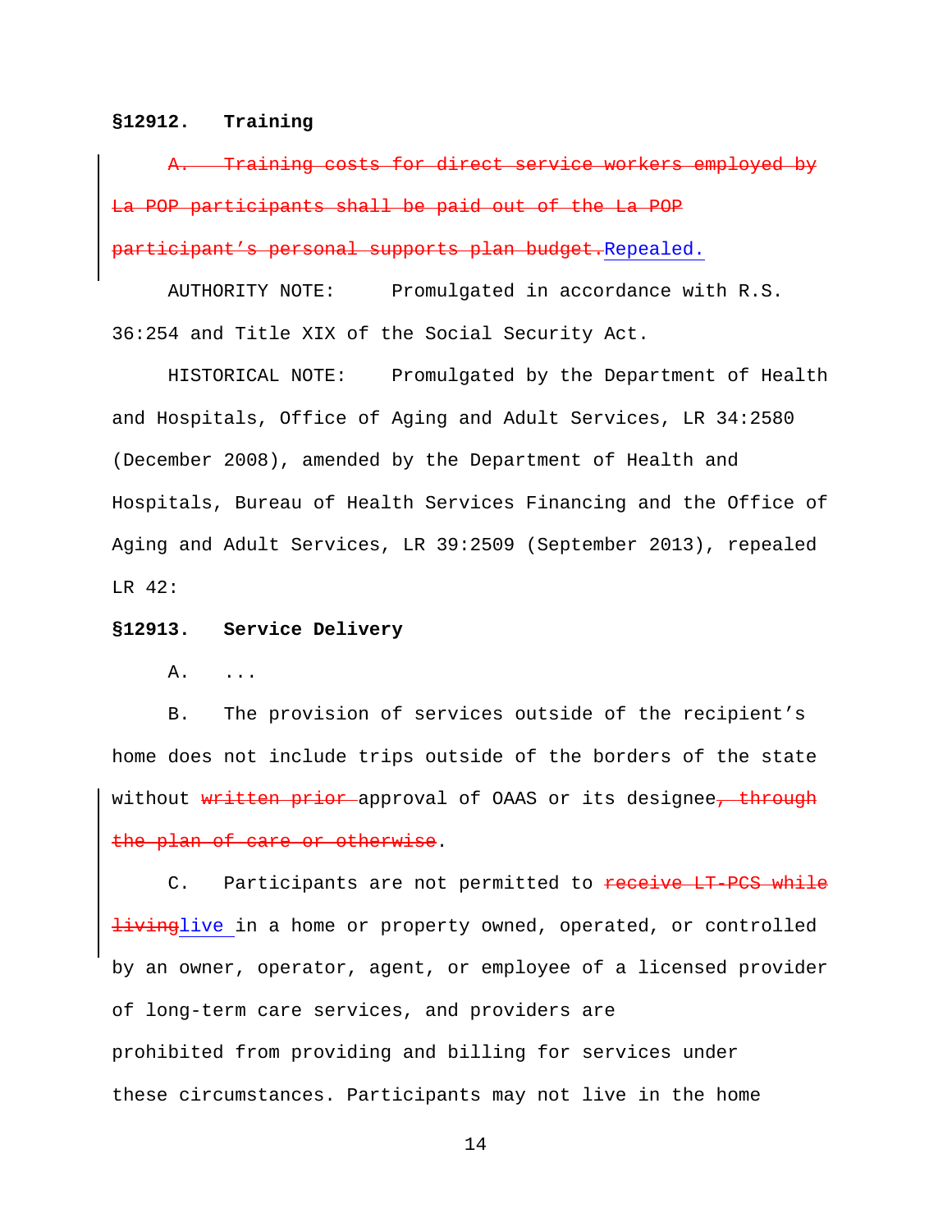**§12912. Training**

~~A. Training costs for direct service workers employed by La POP participants shall be paid out of the La POP participant's personal supports plan budget.~~Repealed.

AUTHORITY NOTE: Promulgated in accordance with R.S. 36:254 and Title XIX of the Social Security Act.

HISTORICAL NOTE: Promulgated by the Department of Health and Hospitals, Office of Aging and Adult Services, LR 34:2580 (December 2008), amended by the Department of Health and Hospitals, Bureau of Health Services Financing and the Office of Aging and Adult Services, LR 39:2509 (September 2013), repealed LR 42:

**§12913. Service Delivery**

A. ...

B. The provision of services outside of the recipient's home does not include trips outside of the borders of the state without ~~written prior~~ approval of OAAS or its designee~~, through the plan of care or otherwise~~.

C. Participants are not permitted to ~~receive LT-PCS while living~~live in a home or property owned, operated, or controlled by an owner, operator, agent, or employee of a licensed provider of long-term care services, and providers are prohibited from providing and billing for services under these circumstances. Participants may not live in the home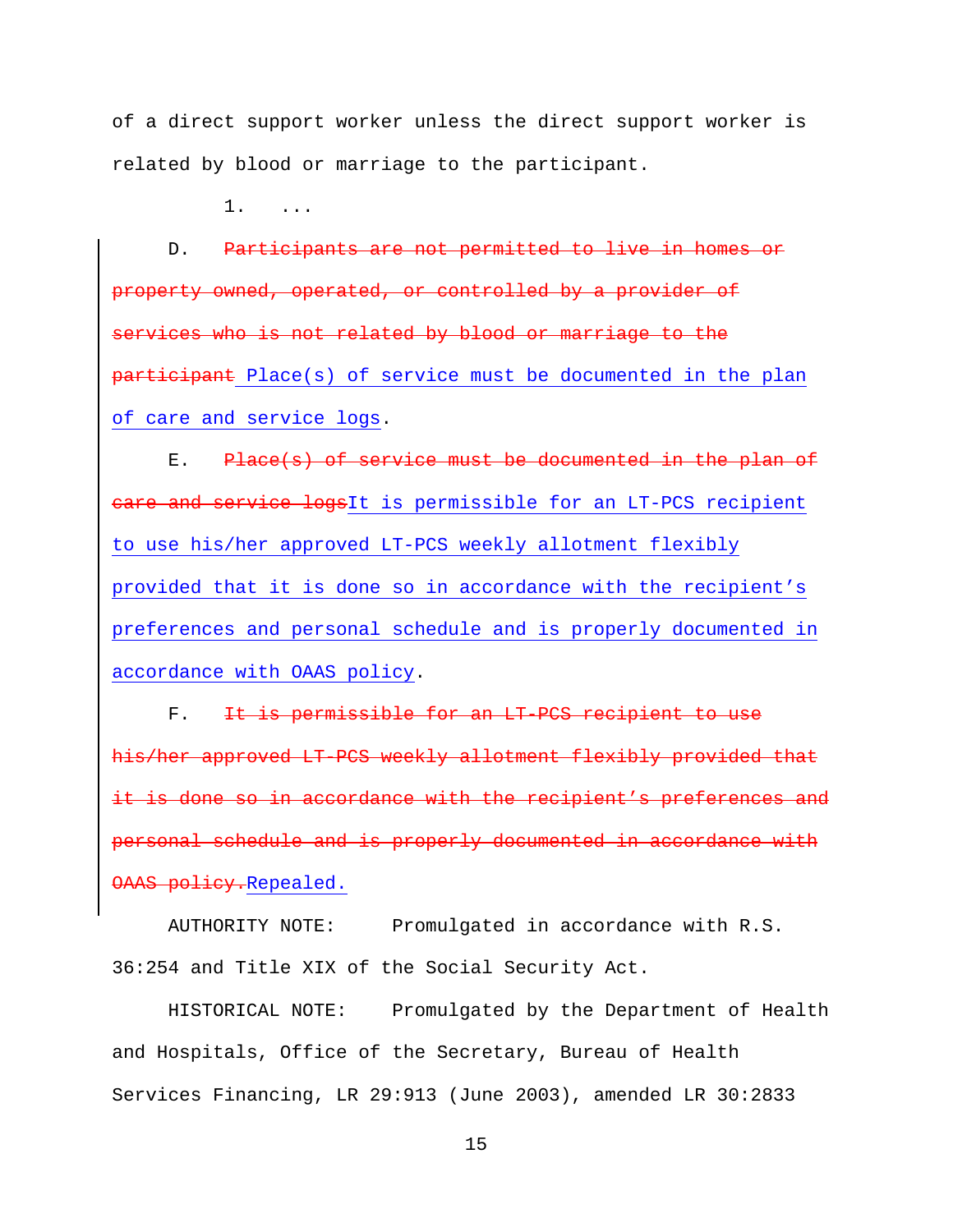of a direct support worker unless the direct support worker is related by blood or marriage to the participant.

1. ...

D. ~~Participants are not permitted to live in homes or property owned, operated, or controlled by a provider of services who is not related by blood or marriage to the participant~~ Place(s) of service must be documented in the plan of care and service logs.

E. ~~Place(s) of service must be documented in the plan of care and service logs~~It is permissible for an LT-PCS recipient to use his/her approved LT-PCS weekly allotment flexibly provided that it is done so in accordance with the recipient's preferences and personal schedule and is properly documented in accordance with OAAS policy.

F. ~~It is permissible for an LT-PCS recipient to use his/her approved LT-PCS weekly allotment flexibly provided that it is done so in accordance with the recipient's preferences and personal schedule and is properly documented in accordance with OAAS policy.~~Repealed.

AUTHORITY NOTE: Promulgated in accordance with R.S. 36:254 and Title XIX of the Social Security Act.

HISTORICAL NOTE: Promulgated by the Department of Health and Hospitals, Office of the Secretary, Bureau of Health Services Financing, LR 29:913 (June 2003), amended LR 30:2833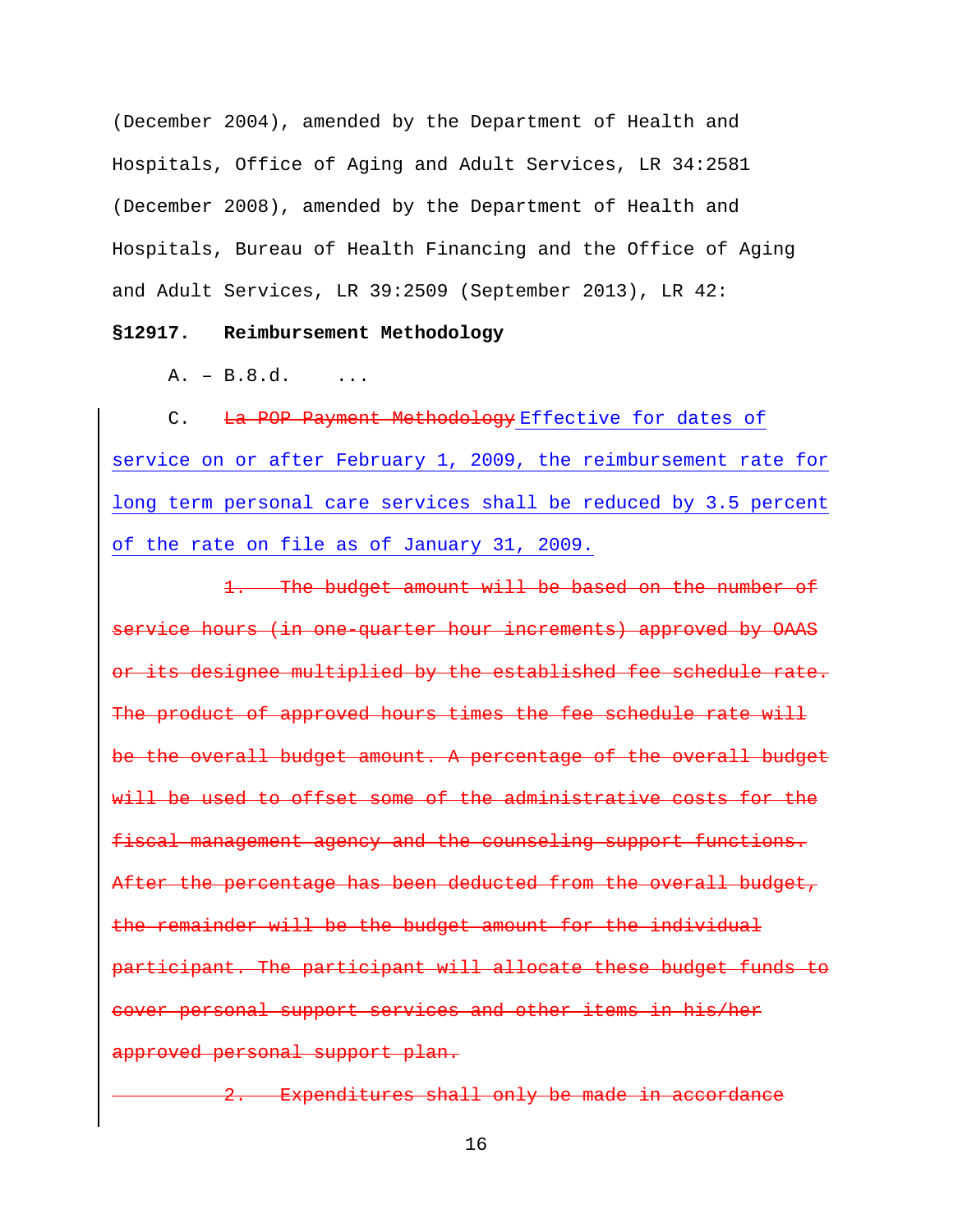(December 2004), amended by the Department of Health and Hospitals, Office of Aging and Adult Services, LR 34:2581 (December 2008), amended by the Department of Health and Hospitals, Bureau of Health Financing and the Office of Aging and Adult Services, LR 39:2509 (September 2013), LR 42:

**§12917. Reimbursement Methodology**

A. – B.8.d. ...

C. ~~La POP Payment Methodology~~ Effective for dates of service on or after February 1, 2009, the reimbursement rate for long term personal care services shall be reduced by 3.5 percent of the rate on file as of January 31, 2009.

~~1. The budget amount will be based on the number of service hours (in one-quarter hour increments) approved by OAAS or its designee multiplied by the established fee schedule rate. The product of approved hours times the fee schedule rate will be the overall budget amount. A percentage of the overall budget will be used to offset some of the administrative costs for the fiscal management agency and the counseling support functions. After the percentage has been deducted from the overall budget, the remainder will be the budget amount for the individual participant. The participant will allocate these budget funds to cover personal support services and other items in his/her approved personal support plan.~~

~~2. Expenditures shall only be made in accordance~~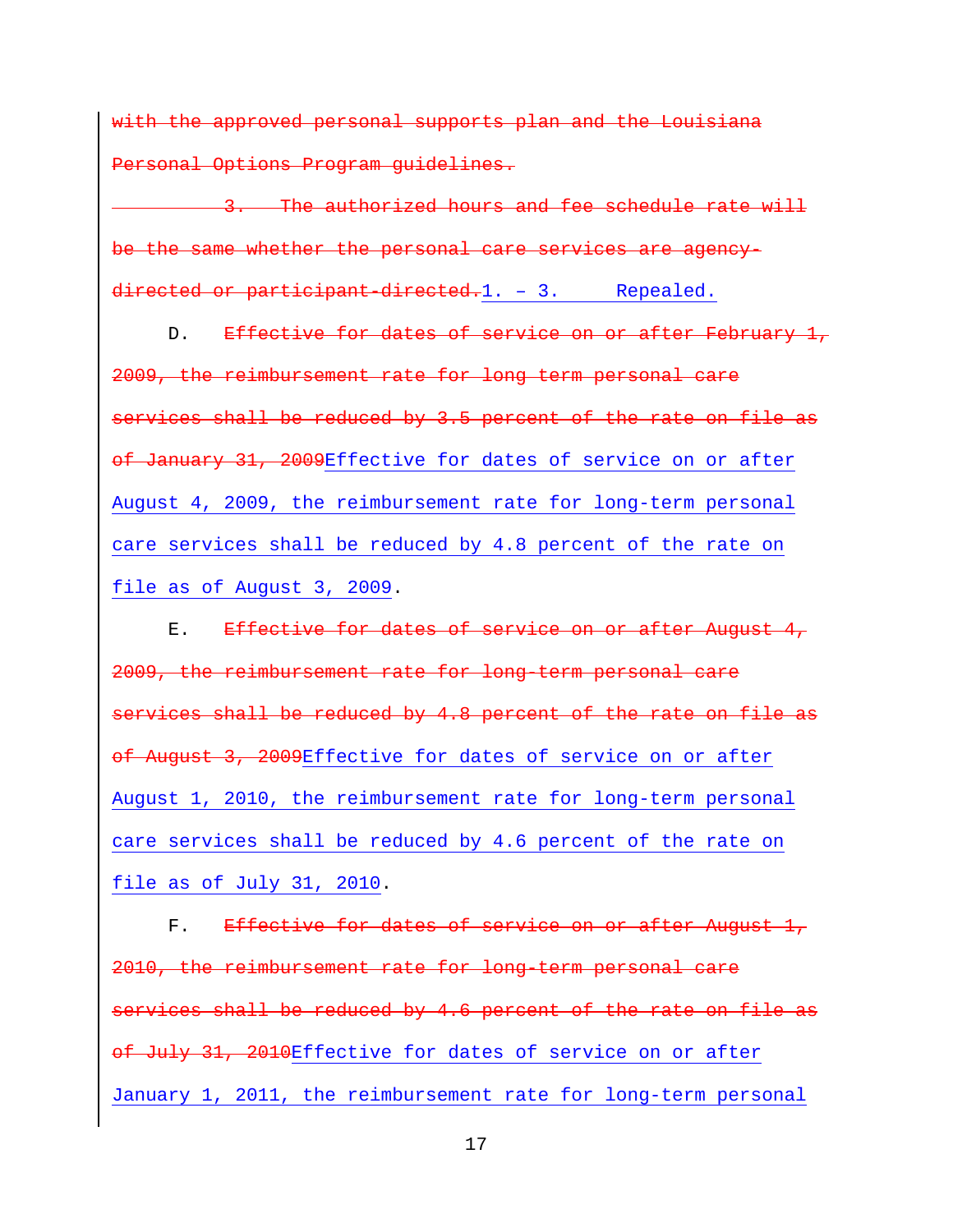~~with the approved personal supports plan and the Louisiana Personal Options Program guidelines.~~

~~3. The authorized hours and fee schedule rate will be the same whether the personal care services are agency-directed or participant-directed.~~<u>1. – 3. Repealed.</u>

D. ~~Effective for dates of service on or after February 1, 2009, the reimbursement rate for long term personal care services shall be reduced by 3.5 percent of the rate on file as of January 31, 2009~~<u>Effective for dates of service on or after August 4, 2009, the reimbursement rate for long-term personal care services shall be reduced by 4.8 percent of the rate on file as of August 3, 2009</u>.

E. ~~Effective for dates of service on or after August 4, 2009, the reimbursement rate for long-term personal care services shall be reduced by 4.8 percent of the rate on file as of August 3, 2009~~<u>Effective for dates of service on or after August 1, 2010, the reimbursement rate for long-term personal care services shall be reduced by 4.6 percent of the rate on file as of July 31, 2010</u>.

F. ~~Effective for dates of service on or after August 1, 2010, the reimbursement rate for long-term personal care services shall be reduced by 4.6 percent of the rate on file as of July 31, 2010~~<u>Effective for dates of service on or after January 1, 2011, the reimbursement rate for long-term personal</u>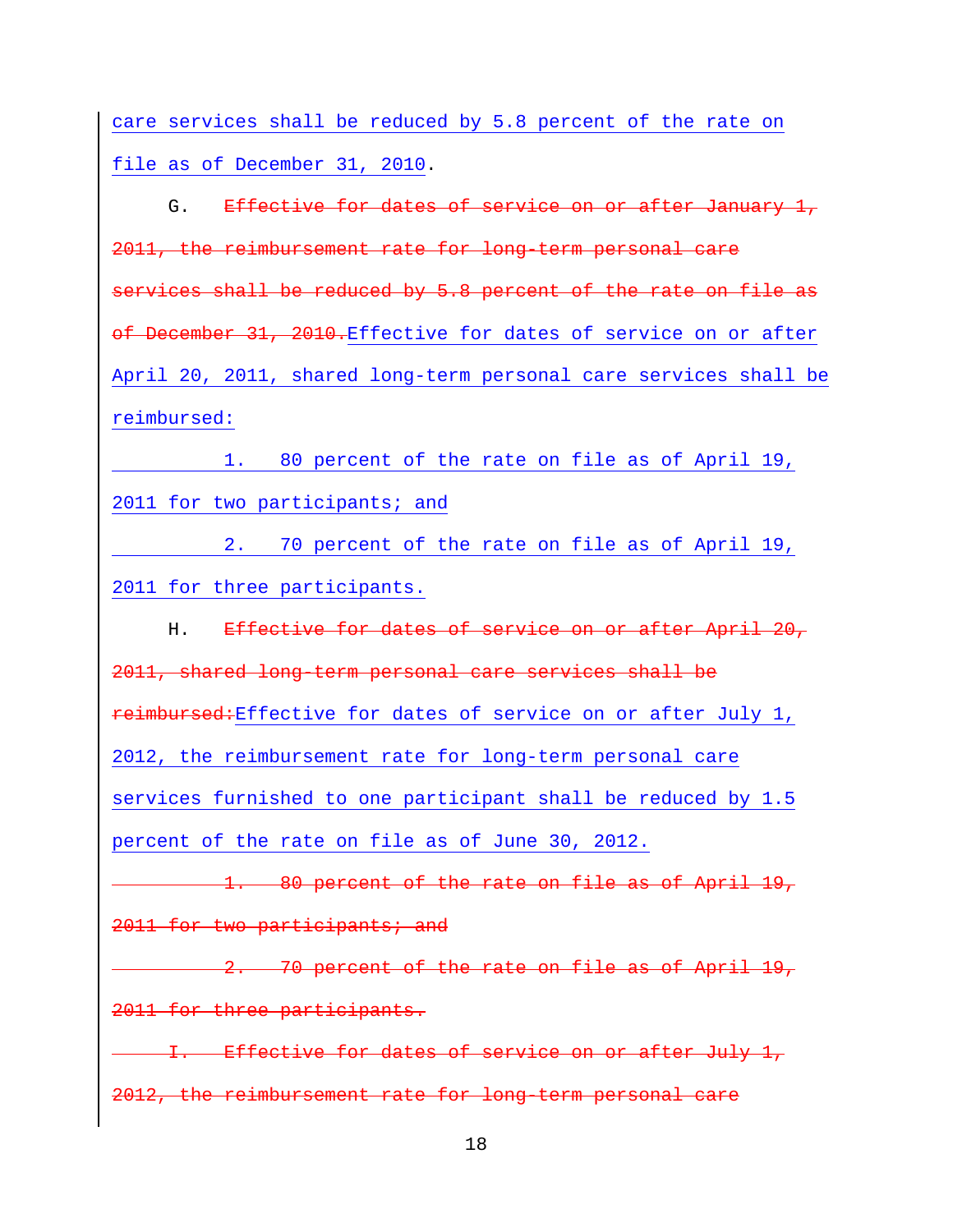care services shall be reduced by 5.8 percent of the rate on file as of December 31, 2010.

G. ~~Effective for dates of service on or after January 1, 2011, the reimbursement rate for long-term personal care services shall be reduced by 5.8 percent of the rate on file as of December 31, 2010.~~Effective for dates of service on or after April 20, 2011, shared long-term personal care services shall be reimbursed:

1. 80 percent of the rate on file as of April 19, 2011 for two participants; and

2. 70 percent of the rate on file as of April 19, 2011 for three participants.

H. ~~Effective for dates of service on or after April 20, 2011, shared long-term personal care services shall be reimbursed:~~Effective for dates of service on or after July 1, 2012, the reimbursement rate for long-term personal care services furnished to one participant shall be reduced by 1.5 percent of the rate on file as of June 30, 2012.

~~1. 80 percent of the rate on file as of April 19, 2011 for two participants; and~~

~~2. 70 percent of the rate on file as of April 19, 2011 for three participants.~~

~~I. Effective for dates of service on or after July 1, 2012, the reimbursement rate for long-term personal care~~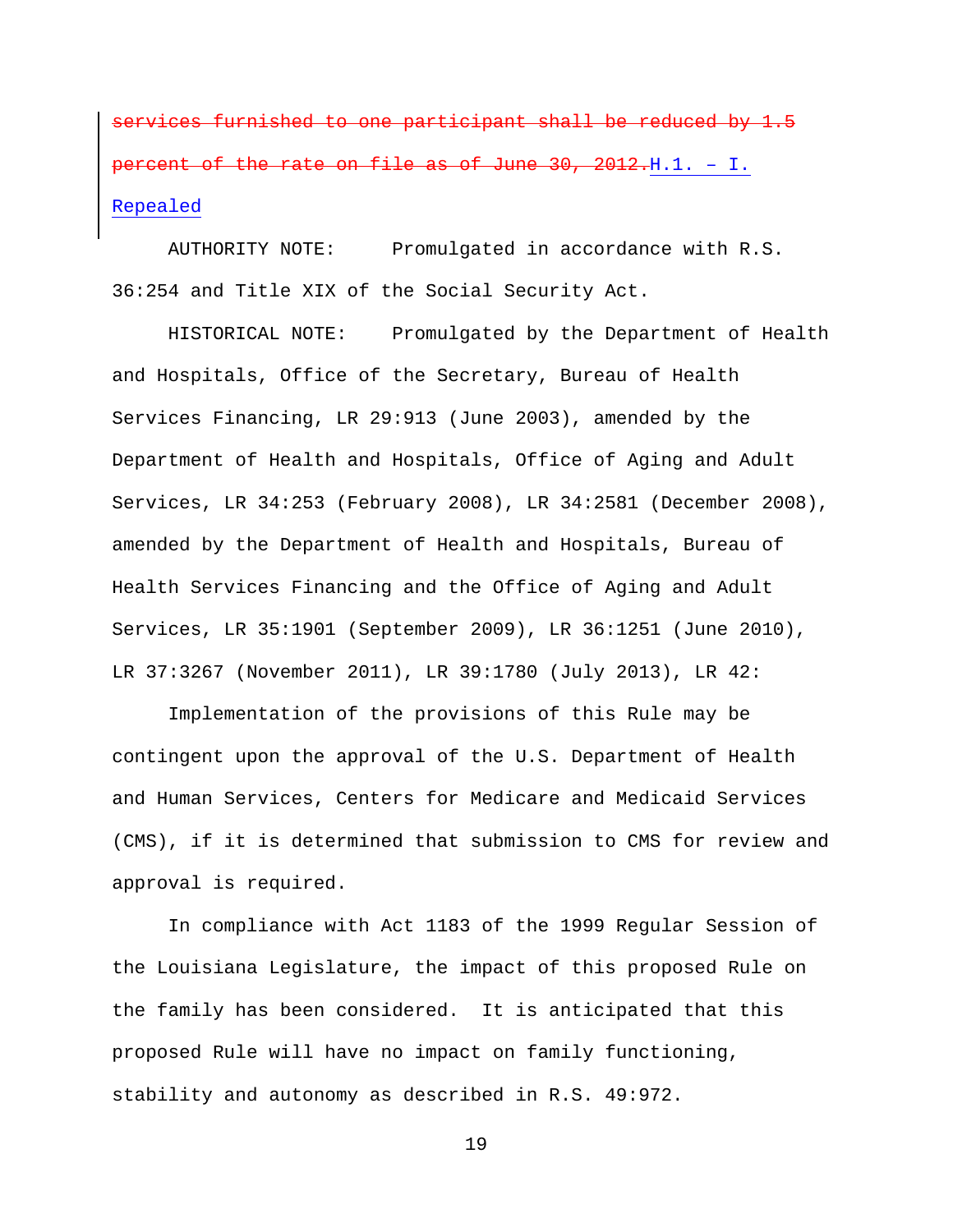~~services furnished to one participant shall be reduced by 1.5 percent of the rate on file as of June 30, 2012.~~H.1. – I. Repealed

AUTHORITY NOTE: Promulgated in accordance with R.S. 36:254 and Title XIX of the Social Security Act.

HISTORICAL NOTE: Promulgated by the Department of Health and Hospitals, Office of the Secretary, Bureau of Health Services Financing, LR 29:913 (June 2003), amended by the Department of Health and Hospitals, Office of Aging and Adult Services, LR 34:253 (February 2008), LR 34:2581 (December 2008), amended by the Department of Health and Hospitals, Bureau of Health Services Financing and the Office of Aging and Adult Services, LR 35:1901 (September 2009), LR 36:1251 (June 2010), LR 37:3267 (November 2011), LR 39:1780 (July 2013), LR 42:

Implementation of the provisions of this Rule may be contingent upon the approval of the U.S. Department of Health and Human Services, Centers for Medicare and Medicaid Services (CMS), if it is determined that submission to CMS for review and approval is required.

In compliance with Act 1183 of the 1999 Regular Session of the Louisiana Legislature, the impact of this proposed Rule on the family has been considered. It is anticipated that this proposed Rule will have no impact on family functioning, stability and autonomy as described in R.S. 49:972.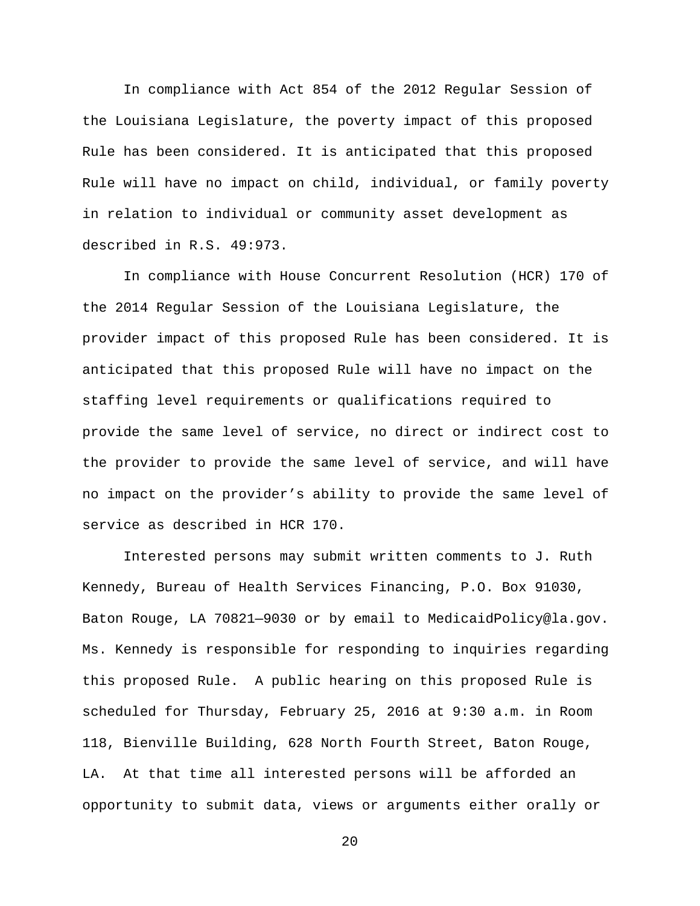In compliance with Act 854 of the 2012 Regular Session of the Louisiana Legislature, the poverty impact of this proposed Rule has been considered. It is anticipated that this proposed Rule will have no impact on child, individual, or family poverty in relation to individual or community asset development as described in R.S. 49:973.

In compliance with House Concurrent Resolution (HCR) 170 of the 2014 Regular Session of the Louisiana Legislature, the provider impact of this proposed Rule has been considered. It is anticipated that this proposed Rule will have no impact on the staffing level requirements or qualifications required to provide the same level of service, no direct or indirect cost to the provider to provide the same level of service, and will have no impact on the provider's ability to provide the same level of service as described in HCR 170.

Interested persons may submit written comments to J. Ruth Kennedy, Bureau of Health Services Financing, P.O. Box 91030, Baton Rouge, LA 70821—9030 or by email to MedicaidPolicy@la.gov. Ms. Kennedy is responsible for responding to inquiries regarding this proposed Rule. A public hearing on this proposed Rule is scheduled for Thursday, February 25, 2016 at 9:30 a.m. in Room 118, Bienville Building, 628 North Fourth Street, Baton Rouge, LA. At that time all interested persons will be afforded an opportunity to submit data, views or arguments either orally or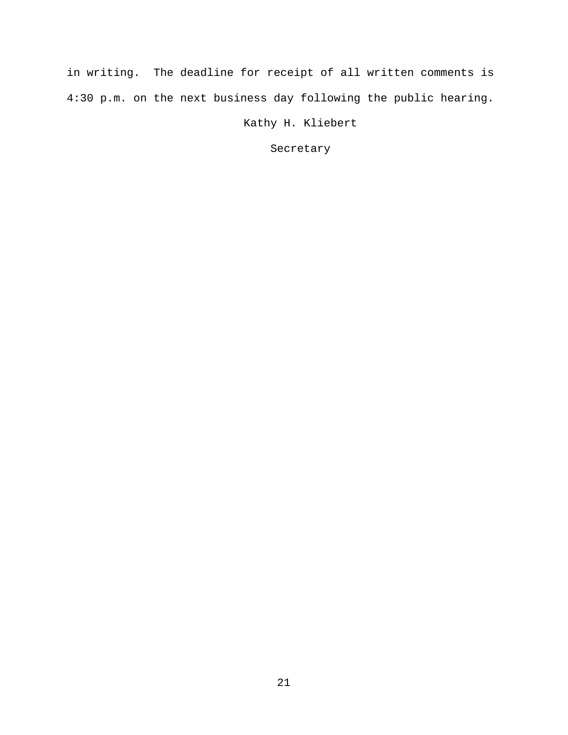in writing. The deadline for receipt of all written comments is 4:30 p.m. on the next business day following the public hearing.

Kathy H. Kliebert

Secretary